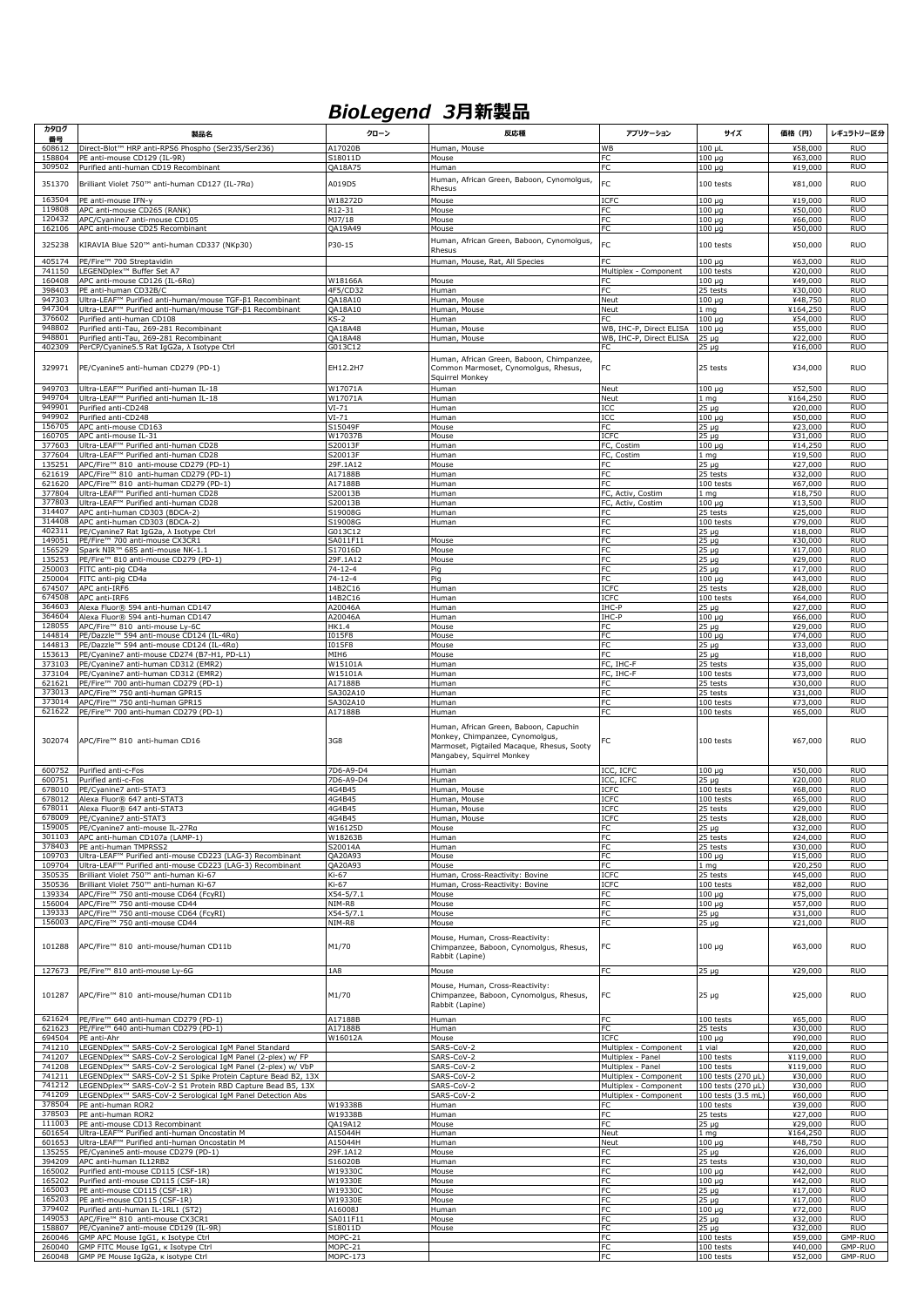# *BioLegend* 3月新製品

| カタログ番号 | 製品名 | クローン | 反応種 | アプリケーション | サイズ | 価格（円） | レギュラトリー区分 |
|---|---|---|---|---|---|---|---|
| 608612 | Direct-Blot™ HRP anti-RPS6 Phospho (Ser235/Ser236) | A17020B | Human, Mouse | WB | 100 µL | ¥58,000 | RUO |
| 158804 | PE anti-mouse CD129 (IL-9R) | S18011D | Mouse | FC | 100 µg | ¥63,000 | RUO |
| 309502 | Purified anti-human CD19 Recombinant | QA18A75 | Human | FC | 100 µg | ¥19,000 | RUO |
| 351370 | Brilliant Violet 750™ anti-human CD127 (IL-7Rα) | A019D5 | Human, African Green, Baboon, Cynomolgus, Rhesus | FC | 100 tests | ¥81,000 | RUO |
| 163504 | PE anti-mouse IFN-γ | W18272D | Mouse | ICFC | 100 µg | ¥19,000 | RUO |
| 119808 | APC anti-mouse CD265 (RANK) | R12-31 | Mouse | FC | 100 µg | ¥50,000 | RUO |
| 120432 | APC/Cyanine7 anti-mouse CD105 | MJ7/18 | Mouse | FC | 100 µg | ¥66,000 | RUO |
| 162106 | APC anti-mouse CD25 Recombinant | QA19A49 | Mouse | FC | 100 µg | ¥50,000 | RUO |
| 325238 | KIRAVIA Blue 520™ anti-human CD337 (NKp30) | P30-15 | Human, African Green, Baboon, Cynomolgus, Rhesus | FC | 100 tests | ¥50,000 | RUO |
| 405174 | PE/Fire™ 700 Streptavidin | | Human, Mouse, Rat, All Species | FC | 100 µg | ¥63,000 | RUO |
| 741150 | LEGENDplex™ Buffer Set A7 | | | Multiplex - Component | 100 tests | ¥20,000 | RUO |
| 160408 | APC anti-mouse CD126 (IL-6Rα) | W18166A | Mouse | FC | 100 µg | ¥49,000 | RUO |
| 398403 | PE anti-human CD32B/C | 4F5/CD32 | Human | FC | 25 tests | ¥30,000 | RUO |
| 947303 | Ultra-LEAF™ Purified anti-human/mouse TGF-β1 Recombinant | QA18A10 | Human, Mouse | Neut | 100 µg | ¥48,750 | RUO |
| 947304 | Ultra-LEAF™ Purified anti-human/mouse TGF-β1 Recombinant | QA18A10 | Human, Mouse | Neut | 1 mg | ¥164,250 | RUO |
| 376602 | Purified anti-human CD108 | KS-2 | Human | FC | 100 µg | ¥54,000 | RUO |
| 948802 | Purified anti-Tau, 269-281 Recombinant | QA18A48 | Human, Mouse | WB, IHC-P, Direct ELISA | 100 µg | ¥55,000 | RUO |
| 948801 | Purified anti-Tau, 269-281 Recombinant | QA18A48 | Human, Mouse | WB, IHC-P, Direct ELISA | 25 µg | ¥22,000 | RUO |
| 402309 | PerCP/Cyanine5.5 Rat IgG2a, λ Isotype Ctrl | G013C12 | | FC | 25 µg | ¥16,000 | RUO |
| 329971 | PE/Cyanine5 anti-human CD279 (PD-1) | EH12.2H7 | Human, African Green, Baboon, Chimpanzee, Common Marmoset, Cynomolgus, Rhesus, Squirrel Monkey | FC | 25 tests | ¥34,000 | RUO |
| 949703 | Ultra-LEAF™ Purified anti-human IL-18 | W17071A | Human | Neut | 100 µg | ¥52,500 | RUO |
| 949704 | Ultra-LEAF™ Purified anti-human IL-18 | W17071A | Human | Neut | 1 mg | ¥164,250 | RUO |
| 949901 | Purified anti-CD248 | VI-71 | Human | ICC | 25 µg | ¥20,000 | RUO |
| 949902 | Purified anti-CD248 | VI-71 | Human | ICC | 100 µg | ¥50,000 | RUO |
| 156705 | APC anti-mouse CD163 | S15049F | Mouse | FC | 25 µg | ¥23,000 | RUO |
| 160705 | APC anti-mouse IL-31 | W17037B | Mouse | ICFC | 25 µg | ¥31,000 | RUO |
| 377603 | Ultra-LEAF™ Purified anti-human CD28 | S20013F | Human | FC, Costim | 100 µg | ¥14,250 | RUO |
| 377604 | Ultra-LEAF™ Purified anti-human CD28 | S20013F | Human | FC, Costim | 1 mg | ¥19,500 | RUO |
| 135251 | APC/Fire™ 810 anti-mouse CD279 (PD-1) | 29F.1A12 | Mouse | FC | 25 µg | ¥27,000 | RUO |
| 621619 | APC/Fire™ 810 anti-human CD279 (PD-1) | A17188B | Human | FC | 25 tests | ¥32,000 | RUO |
| 621620 | APC/Fire™ 810 anti-human CD279 (PD-1) | A17188B | Human | FC | 100 tests | ¥67,000 | RUO |
| 377804 | Ultra-LEAF™ Purified anti-human CD28 | S20013B | Human | FC, Activ, Costim | 1 mg | ¥18,750 | RUO |
| 377803 | Ultra-LEAF™ Purified anti-human CD28 | S20013B | Human | FC, Activ, Costim | 100 µg | ¥13,500 | RUO |
| 314407 | APC anti-human CD303 (BDCA-2) | S19008G | Human | FC | 25 tests | ¥25,000 | RUO |
| 314408 | APC anti-human CD303 (BDCA-2) | S19008G | Human | FC | 100 tests | ¥79,000 | RUO |
| 402311 | PE/Cyanine7 Rat IgG2a, λ Isotype Ctrl | G013C12 | | FC | 25 µg | ¥18,000 | RUO |
| 149051 | PE/Fire™ 700 anti-mouse CX3CR1 | SA011F11 | Mouse | FC | 25 µg | ¥30,000 | RUO |
| 156529 | Spark NIR™ 685 anti-mouse NK-1.1 | S17016D | Mouse | FC | 25 µg | ¥17,000 | RUO |
| 135253 | PE/Fire™ 810 anti-mouse CD279 (PD-1) | 29F.1A12 | Mouse | FC | 25 µg | ¥29,000 | RUO |
| 250003 | FITC anti-pig CD4a | 74-12-4 | Pig | FC | 25 µg | ¥17,000 | RUO |
| 250004 | FITC anti-pig CD4a | 74-12-4 | Pig | FC | 100 µg | ¥43,000 | RUO |
| 674507 | APC anti-IRF6 | 14B2C16 | Human | ICFC | 25 tests | ¥28,000 | RUO |
| 674508 | APC anti-IRF6 | 14B2C16 | Human | ICFC | 100 tests | ¥64,000 | RUO |
| 364603 | Alexa Fluor® 594 anti-human CD147 | A20046A | Human | IHC-P | 25 µg | ¥27,000 | RUO |
| 364604 | Alexa Fluor® 594 anti-human CD147 | A20046A | Human | IHC-P | 100 µg | ¥66,000 | RUO |
| 128055 | APC/Fire™ 810 anti-mouse Ly-6C | HK1.4 | Mouse | FC | 25 µg | ¥29,000 | RUO |
| 144814 | PE/Dazzle™ 594 anti-mouse CD124 (IL-4Rα) | I015F8 | Mouse | FC | 100 µg | ¥74,000 | RUO |
| 144813 | PE/Dazzle™ 594 anti-mouse CD124 (IL-4Rα) | I015F8 | Mouse | FC | 25 µg | ¥33,000 | RUO |
| 153613 | PE/Cyanine7 anti-mouse CD274 (B7-H1, PD-L1) | MIH6 | Mouse | FC | 25 µg | ¥18,000 | RUO |
| 373103 | PE/Cyanine7 anti-human CD312 (EMR2) | W15101A | Human | FC, IHC-F | 25 tests | ¥35,000 | RUO |
| 373104 | PE/Cyanine7 anti-human CD312 (EMR2) | W15101A | Human | FC, IHC-F | 100 tests | ¥73,000 | RUO |
| 621621 | PE/Fire™ 700 anti-human CD279 (PD-1) | A17188B | Human | FC | 25 tests | ¥30,000 | RUO |
| 373013 | APC/Fire™ 750 anti-human GPR15 | SA302A10 | Human | FC | 25 tests | ¥31,000 | RUO |
| 373014 | APC/Fire™ 750 anti-human GPR15 | SA302A10 | Human | FC | 100 tests | ¥73,000 | RUO |
| 621622 | PE/Fire™ 700 anti-human CD279 (PD-1) | A17188B | Human | FC | 100 tests | ¥65,000 | RUO |
| 302074 | APC/Fire™ 810 anti-human CD16 | 3G8 | Human, African Green, Baboon, Capuchin Monkey, Chimpanzee, Cynomolgus, Marmoset, Pigtailed Macaque, Rhesus, Sooty Mangabey, Squirrel Monkey | FC | 100 tests | ¥67,000 | RUO |
| 600752 | Purified anti-c-Fos | 7D6-A9-D4 | Human | ICC, ICFC | 100 µg | ¥50,000 | RUO |
| 600751 | Purified anti-c-Fos | 7D6-A9-D4 | Human | ICC, ICFC | 25 µg | ¥20,000 | RUO |
| 678010 | PE/Cyanine7 anti-STAT3 | 4G4B45 | Human, Mouse | ICFC | 100 tests | ¥68,000 | RUO |
| 678012 | Alexa Fluor® 647 anti-STAT3 | 4G4B45 | Human, Mouse | ICFC | 100 tests | ¥65,000 | RUO |
| 678011 | Alexa Fluor® 647 anti-STAT3 | 4G4B45 | Human, Mouse | ICFC | 25 tests | ¥29,000 | RUO |
| 678009 | PE/Cyanine7 anti-STAT3 | 4G4B45 | Human, Mouse | ICFC | 25 tests | ¥28,000 | RUO |
| 159005 | PE/Cyanine7 anti-mouse IL-27Rα | W16125D | Mouse | FC | 25 µg | ¥32,000 | RUO |
| 301103 | APC anti-human CD107a (LAMP-1) | W18263B | Human | FC | 25 tests | ¥24,000 | RUO |
| 378403 | PE anti-human TMPRSS2 | S20014A | Human | FC | 25 tests | ¥30,000 | RUO |
| 109703 | Ultra-LEAF™ Purified anti-mouse CD223 (LAG-3) Recombinant | QA20A93 | Mouse | FC | 100 µg | ¥15,000 | RUO |
| 109704 | Ultra-LEAF™ Purified anti-mouse CD223 (LAG-3) Recombinant | QA20A93 | Mouse | FC | 1 mg | ¥20,250 | RUO |
| 350535 | Brilliant Violet 750™ anti-human Ki-67 | Ki-67 | Human, Cross-Reactivity: Bovine | ICFC | 25 tests | ¥45,000 | RUO |
| 350536 | Brilliant Violet 750™ anti-human Ki-67 | Ki-67 | Human, Cross-Reactivity: Bovine | ICFC | 100 tests | ¥82,000 | RUO |
| 139334 | APC/Fire™ 750 anti-mouse CD64 (FcγRI) | X54-5/7.1 | Mouse | FC | 100 µg | ¥75,000 | RUO |
| 156004 | APC/Fire™ 750 anti-mouse CD44 | NIM-R8 | Mouse | FC | 100 µg | ¥57,000 | RUO |
| 139333 | APC/Fire™ 750 anti-mouse CD64 (FcγRI) | X54-5/7.1 | Mouse | FC | 25 µg | ¥31,000 | RUO |
| 156003 | APC/Fire™ 750 anti-mouse CD44 | NIM-R8 | Mouse | FC | 25 µg | ¥21,000 | RUO |
| 101288 | APC/Fire™ 810 anti-mouse/human CD11b | M1/70 | Mouse, Human, Cross-Reactivity: Chimpanzee, Baboon, Cynomolgus, Rhesus, Rabbit (Lapine) | FC | 100 µg | ¥63,000 | RUO |
| 127673 | PE/Fire™ 810 anti-mouse Ly-6G | 1A8 | Mouse | FC | 25 µg | ¥29,000 | RUO |
| 101287 | APC/Fire™ 810 anti-mouse/human CD11b | M1/70 | Mouse, Human, Cross-Reactivity: Chimpanzee, Baboon, Cynomolgus, Rhesus, Rabbit (Lapine) | FC | 25 µg | ¥25,000 | RUO |
| 621624 | PE/Fire™ 640 anti-human CD279 (PD-1) | A17188B | Human | FC | 100 tests | ¥65,000 | RUO |
| 621623 | PE/Fire™ 640 anti-human CD279 (PD-1) | A17188B | Human | FC | 25 tests | ¥30,000 | RUO |
| 694504 | PE anti-Ahr | W16012A | Mouse | ICFC | 100 µg | ¥90,000 | RUO |
| 741210 | LEGENDplex™ SARS-CoV-2 Serological IgM Panel Standard | | SARS-CoV-2 | Multiplex - Component | 1 vial | ¥20,000 | RUO |
| 741207 | LEGENDplex™ SARS-CoV-2 Serological IgM Panel (2-plex) w/ FP | | SARS-CoV-2 | Multiplex - Panel | 100 tests | ¥119,000 | RUO |
| 741208 | LEGENDplex™ SARS-CoV-2 Serological IgM Panel (2-plex) w/ VbP | | SARS-CoV-2 | Multiplex - Panel | 100 tests | ¥119,000 | RUO |
| 741211 | LEGENDplex™ SARS-CoV-2 S1 Spike Protein Capture Bead B2, 13X | | SARS-CoV-2 | Multiplex - Component | 100 tests (270 µL) | ¥30,000 | RUO |
| 741212 | LEGENDplex™ SARS-CoV-2 S Protein RBD Capture Bead B5, 13X | | SARS-CoV-2 | Multiplex - Component | 100 tests (270 µL) | ¥30,000 | RUO |
| 741209 | LEGENDplex™ SARS-CoV-2 Serological IgM Panel Detection Abs | | SARS-CoV-2 | Multiplex - Component | 100 tests (3.5 mL) | ¥60,000 | RUO |
| 378504 | PE anti-human ROR2 | W19338B | Human | FC | 100 tests | ¥39,000 | RUO |
| 378503 | PE anti-human ROR2 | W19338B | Human | FC | 25 tests | ¥27,000 | RUO |
| 111003 | PE anti-mouse CD13 Recombinant | QA19A12 | Mouse | FC | 25 µg | ¥29,000 | RUO |
| 601654 | Ultra-LEAF™ Purified anti-human Oncostatin M | A15044H | Human | Neut | 1 mg | ¥164,250 | RUO |
| 601653 | Ultra-LEAF™ Purified anti-human Oncostatin M | A15044H | Human | Neut | 100 µg | ¥48,750 | RUO |
| 135255 | PE/Cyanine5 anti-mouse CD279 (PD-1) | 29F.1A12 | Mouse | FC | 25 µg | ¥26,000 | RUO |
| 394209 | APC anti-human IL12RB2 | S16020B | Human | FC | 25 tests | ¥30,000 | RUO |
| 165002 | Purified anti-mouse CD115 (CSF-1R) | W19330C | Mouse | FC | 100 µg | ¥42,000 | RUO |
| 165202 | Purified anti-mouse CD115 (CSF-1R) | W19330E | Mouse | FC | 100 µg | ¥42,000 | RUO |
| 165003 | PE anti-mouse CD115 (CSF-1R) | W19330C | Mouse | FC | 25 µg | ¥17,000 | RUO |
| 165203 | PE anti-mouse CD115 (CSF-1R) | W19330E | Mouse | FC | 25 µg | ¥17,000 | RUO |
| 379402 | Purified anti-human IL-1RL1 (ST2) | A16008J | Human | FC | 100 µg | ¥72,000 | RUO |
| 149053 | APC/Fire™ 810 anti-mouse CX3CR1 | SA011F11 | Mouse | FC | 25 µg | ¥32,000 | RUO |
| 158807 | PE/Cyanine7 anti-mouse CD129 (IL-9R) | S18011D | Mouse | FC | 25 µg | ¥32,000 | RUO |
| 260046 | GMP APC Mouse IgG1, κ Isotype Ctrl | MOPC-21 | | FC | 100 tests | ¥59,000 | GMP-RUO |
| 260040 | GMP FITC Mouse IgG1, κ Isotype Ctrl | MOPC-21 | | FC | 100 tests | ¥40,000 | GMP-RUO |
| 260048 | GMP PE Mouse IgG2a, κ isotype Ctrl | MOPC-173 | | FC | 100 tests | ¥52,000 | GMP-RUO |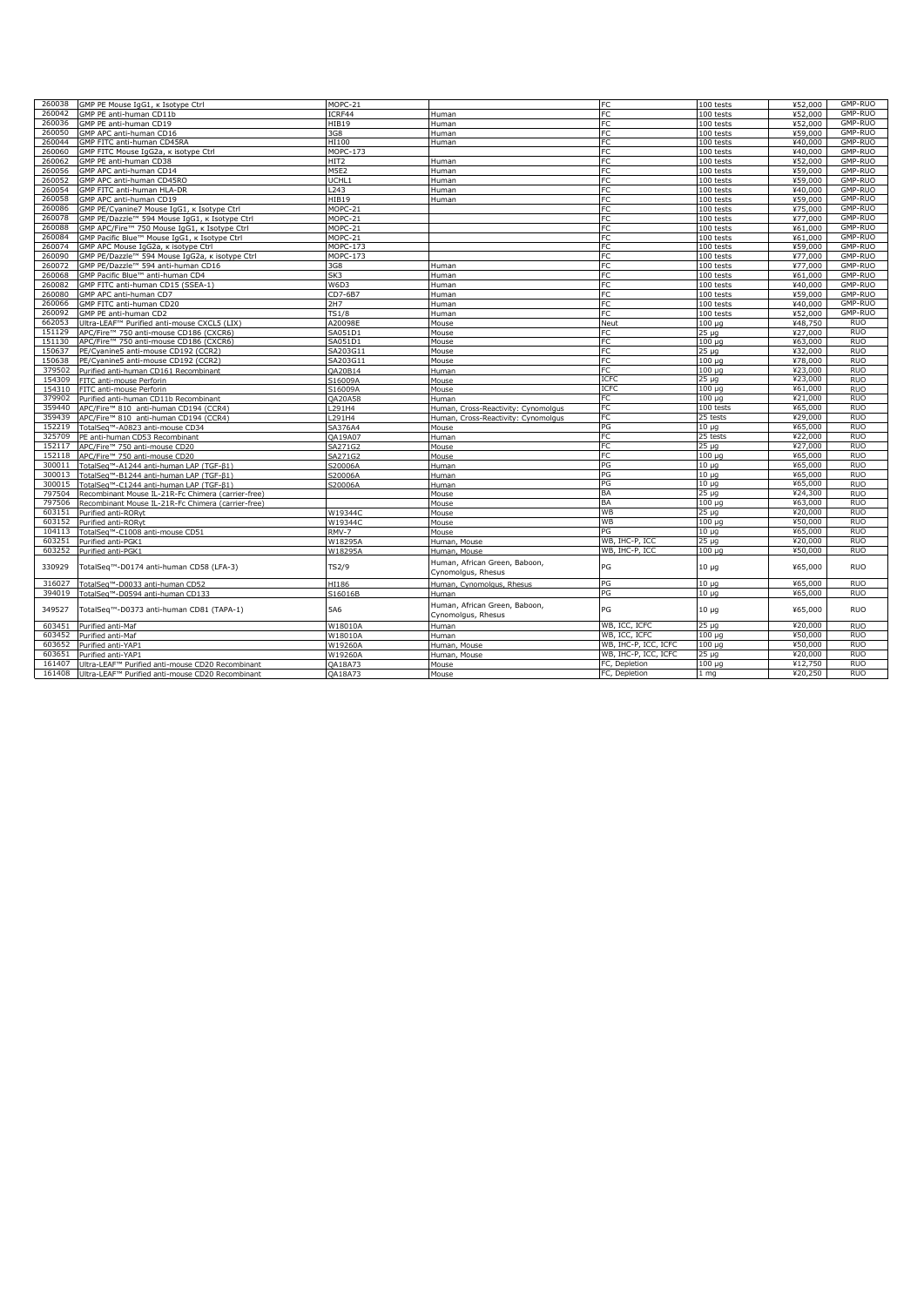| | | | | | | | |
|---|---|---|---|---|---|---|---|
| 260038 | GMP PE Mouse IgG1, κ Isotype Ctrl | MOPC-21 | | FC | 100 tests | ¥52,000 | GMP-RUO |
| 260042 | GMP PE anti-human CD11b | ICRF44 | Human | FC | 100 tests | ¥52,000 | GMP-RUO |
| 260036 | GMP PE anti-human CD19 | HIB19 | Human | FC | 100 tests | ¥52,000 | GMP-RUO |
| 260050 | GMP APC anti-human CD16 | 3G8 | Human | FC | 100 tests | ¥59,000 | GMP-RUO |
| 260044 | GMP FITC anti-human CD45RA | HI100 | Human | FC | 100 tests | ¥40,000 | GMP-RUO |
| 260060 | GMP FITC Mouse IgG2a, κ isotype Ctrl | MOPC-173 | | FC | 100 tests | ¥40,000 | GMP-RUO |
| 260062 | GMP PE anti-human CD38 | HIT2 | Human | FC | 100 tests | ¥52,000 | GMP-RUO |
| 260056 | GMP APC anti-human CD14 | M5E2 | Human | FC | 100 tests | ¥59,000 | GMP-RUO |
| 260052 | GMP APC anti-human CD45RO | UCHL1 | Human | FC | 100 tests | ¥59,000 | GMP-RUO |
| 260054 | GMP FITC anti-human HLA-DR | L243 | Human | FC | 100 tests | ¥40,000 | GMP-RUO |
| 260058 | GMP APC anti-human CD19 | HIB19 | Human | FC | 100 tests | ¥59,000 | GMP-RUO |
| 260086 | GMP PE/Cyanine7 Mouse IgG1, κ Isotype Ctrl | MOPC-21 | | FC | 100 tests | ¥75,000 | GMP-RUO |
| 260078 | GMP PE/Dazzle™ 594 Mouse IgG1, κ Isotype Ctrl | MOPC-21 | | FC | 100 tests | ¥77,000 | GMP-RUO |
| 260088 | GMP APC/Fire™ 750 Mouse IgG1, κ Isotype Ctrl | MOPC-21 | | FC | 100 tests | ¥61,000 | GMP-RUO |
| 260084 | GMP Pacific Blue™ Mouse IgG1, κ Isotype Ctrl | MOPC-21 | | FC | 100 tests | ¥61,000 | GMP-RUO |
| 260074 | GMP APC Mouse IgG2a, κ isotype Ctrl | MOPC-173 | | FC | 100 tests | ¥59,000 | GMP-RUO |
| 260090 | GMP PE/Dazzle™ 594 Mouse IgG2a, κ isotype Ctrl | MOPC-173 | | FC | 100 tests | ¥77,000 | GMP-RUO |
| 260072 | GMP PE/Dazzle™ 594 anti-human CD16 | 3G8 | Human | FC | 100 tests | ¥77,000 | GMP-RUO |
| 260068 | GMP Pacific Blue™ anti-human CD4 | SK3 | Human | FC | 100 tests | ¥61,000 | GMP-RUO |
| 260082 | GMP FITC anti-human CD15 (SSEA-1) | W6D3 | Human | FC | 100 tests | ¥40,000 | GMP-RUO |
| 260080 | GMP APC anti-human CD7 | CD7-6B7 | Human | FC | 100 tests | ¥59,000 | GMP-RUO |
| 260066 | GMP FITC anti-human CD20 | 2H7 | Human | FC | 100 tests | ¥40,000 | GMP-RUO |
| 260092 | GMP PE anti-human CD2 | TS1/8 | Human | FC | 100 tests | ¥52,000 | GMP-RUO |
| 662053 | Ultra-LEAF™ Purified anti-mouse CXCL5 (LIX) | A20098E | Mouse | Neut | 100 μg | ¥48,750 | RUO |
| 151129 | APC/Fire™ 750 anti-mouse CD186 (CXCR6) | SA051D1 | Mouse | FC | 25 μg | ¥27,000 | RUO |
| 151130 | APC/Fire™ 750 anti-mouse CD186 (CXCR6) | SA051D1 | Mouse | FC | 100 μg | ¥63,000 | RUO |
| 150637 | PE/Cyanine5 anti-mouse CD192 (CCR2) | SA203G11 | Mouse | FC | 25 μg | ¥32,000 | RUO |
| 150638 | PE/Cyanine5 anti-mouse CD192 (CCR2) | SA203G11 | Mouse | FC | 100 μg | ¥78,000 | RUO |
| 379502 | Purified anti-human CD161 Recombinant | QA20B14 | Human | FC | 100 μg | ¥23,000 | RUO |
| 154309 | FITC anti-mouse Perforin | S16009A | Mouse | ICFC | 25 μg | ¥23,000 | RUO |
| 154310 | FITC anti-mouse Perforin | S16009A | Mouse | ICFC | 100 μg | ¥61,000 | RUO |
| 379902 | Purified anti-human CD11b Recombinant | QA20A58 | Human | FC | 100 μg | ¥21,000 | RUO |
| 359440 | APC/Fire™ 810 anti-human CD194 (CCR4) | L291H4 | Human, Cross-Reactivity: Cynomolgus | FC | 100 tests | ¥65,000 | RUO |
| 359439 | APC/Fire™ 810 anti-human CD194 (CCR4) | L291H4 | Human, Cross-Reactivity: Cynomolgus | FC | 25 tests | ¥29,000 | RUO |
| 152219 | TotalSeq™-A0823 anti-mouse CD34 | SA376A4 | Mouse | PG | 10 μg | ¥65,000 | RUO |
| 325709 | PE anti-human CD53 Recombinant | QA19A07 | Human | FC | 25 tests | ¥22,000 | RUO |
| 152117 | APC/Fire™ 750 anti-mouse CD20 | SA271G2 | Mouse | FC | 25 μg | ¥27,000 | RUO |
| 152118 | APC/Fire™ 750 anti-mouse CD20 | SA271G2 | Mouse | FC | 100 μg | ¥65,000 | RUO |
| 300011 | TotalSeq™-A1244 anti-human LAP (TGF-β1) | S20006A | Human | PG | 10 μg | ¥65,000 | RUO |
| 300013 | TotalSeq™-B1244 anti-human LAP (TGF-β1) | S20006A | Human | PG | 10 μg | ¥65,000 | RUO |
| 300015 | TotalSeq™-C1244 anti-human LAP (TGF-β1) | S20006A | Human | PG | 10 μg | ¥65,000 | RUO |
| 797504 | Recombinant Mouse IL-21R-Fc Chimera (carrier-free) | | Mouse | BA | 25 μg | ¥24,300 | RUO |
| 797506 | Recombinant Mouse IL-21R-Fc Chimera (carrier-free) | | Mouse | BA | 100 μg | ¥63,000 | RUO |
| 603151 | Purified anti-RORγt | W19344C | Mouse | WB | 25 μg | ¥20,000 | RUO |
| 603152 | Purified anti-RORγt | W19344C | Mouse | WB | 100 μg | ¥50,000 | RUO |
| 104113 | TotalSeq™-C1008 anti-mouse CD51 | RMV-7 | Mouse | PG | 10 μg | ¥65,000 | RUO |
| 603251 | Purified anti-PGK1 | W18295A | Human, Mouse | WB, IHC-P, ICC | 25 μg | ¥20,000 | RUO |
| 603252 | Purified anti-PGK1 | W18295A | Human, Mouse | WB, IHC-P, ICC | 100 μg | ¥50,000 | RUO |
| 330929 | TotalSeq™-D0174 anti-human CD58 (LFA-3) | TS2/9 | Human, African Green, Baboon, Cynomolgus, Rhesus | PG | 10 μg | ¥65,000 | RUO |
| 316027 | TotalSeq™-D0033 anti-human CD52 | HI186 | Human, Cynomolgus, Rhesus | PG | 10 μg | ¥65,000 | RUO |
| 394019 | TotalSeq™-D0594 anti-human CD133 | S16016B | Human | PG | 10 μg | ¥65,000 | RUO |
| 349527 | TotalSeq™-D0373 anti-human CD81 (TAPA-1) | 5A6 | Human, African Green, Baboon, Cynomolgus, Rhesus | PG | 10 μg | ¥65,000 | RUO |
| 603451 | Purified anti-Maf | W18010A | Human | WB, ICC, ICFC | 25 μg | ¥20,000 | RUO |
| 603452 | Purified anti-Maf | W18010A | Human | WB, ICC, ICFC | 100 μg | ¥50,000 | RUO |
| 603652 | Purified anti-YAP1 | W19260A | Human, Mouse | WB, IHC-P, ICC, ICFC | 100 μg | ¥50,000 | RUO |
| 603651 | Purified anti-YAP1 | W19260A | Human, Mouse | WB, IHC-P, ICC, ICFC | 25 μg | ¥20,000 | RUO |
| 161407 | Ultra-LEAF™ Purified anti-mouse CD20 Recombinant | QA18A73 | Mouse | FC, Depletion | 100 μg | ¥12,750 | RUO |
| 161408 | Ultra-LEAF™ Purified anti-mouse CD20 Recombinant | QA18A73 | Mouse | FC, Depletion | 1 mg | ¥20,250 | RUO |